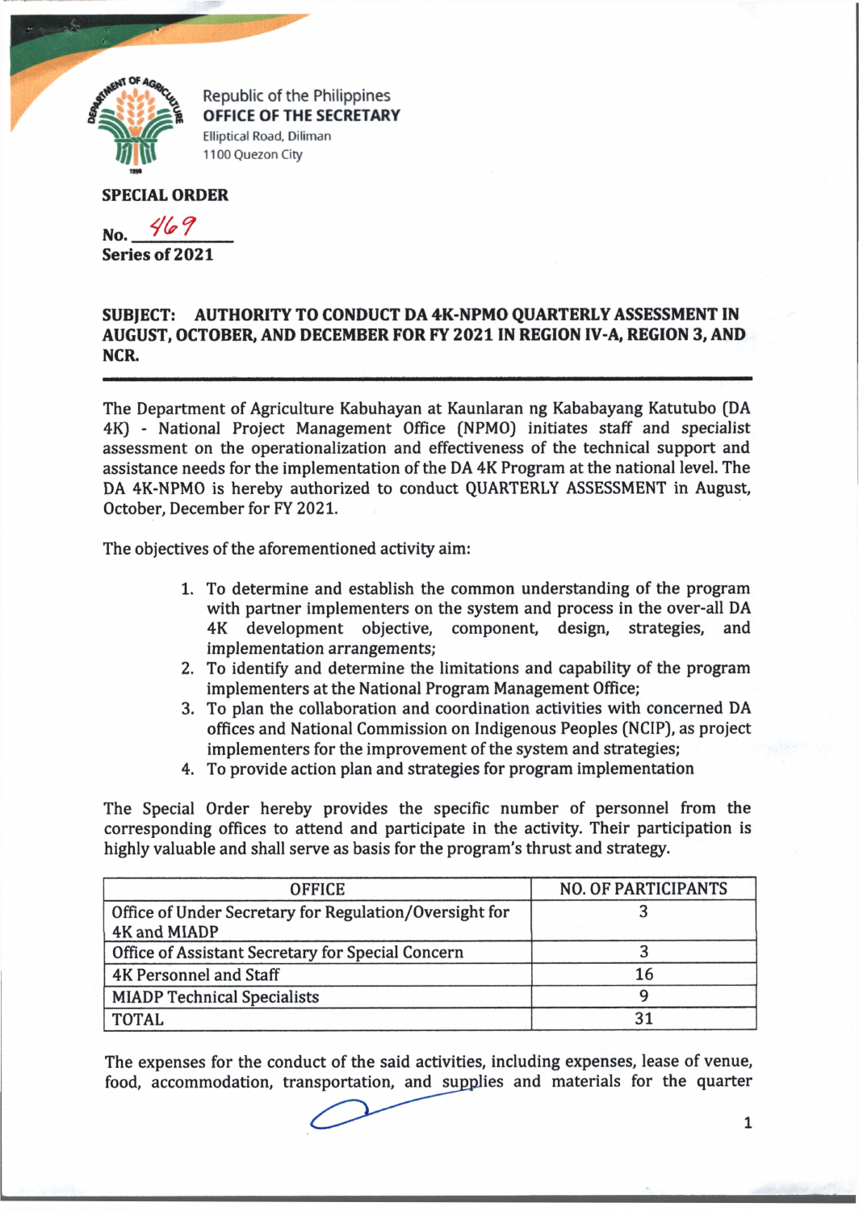Republic of the Philippines
**OFFICE OF THE SECRETARY**
Elliptical Road, Diliman
1100 Quezon City

**SPECIAL ORDER**

**No.** 469
**Series of 2021**

**SUBJECT: AUTHORITY TO CONDUCT DA 4K-NPMO QUARTERLY ASSESSMENT IN AUGUST, OCTOBER, AND DECEMBER FOR FY 2021 IN REGION IV-A, REGION 3, AND NCR.**

---

The Department of Agriculture Kabuhayan at Kaunlaran ng Kababayang Katutubo (DA 4K) - National Project Management Office (NPMO) initiates staff and specialist assessment on the operationalization and effectiveness of the technical support and assistance needs for the implementation of the DA 4K Program at the national level. The DA 4K-NPMO is hereby authorized to conduct QUARTERLY ASSESSMENT in August, October, December for FY 2021.

The objectives of the aforementioned activity aim:

1. To determine and establish the common understanding of the program with partner implementers on the system and process in the over-all DA 4K development objective, component, design, strategies, and implementation arrangements;
2. To identify and determine the limitations and capability of the program implementers at the National Program Management Office;
3. To plan the collaboration and coordination activities with concerned DA offices and National Commission on Indigenous Peoples (NCIP), as project implementers for the improvement of the system and strategies;
4. To provide action plan and strategies for program implementation

The Special Order hereby provides the specific number of personnel from the corresponding offices to attend and participate in the activity. Their participation is highly valuable and shall serve as basis for the program's thrust and strategy.

| OFFICE | NO. OF PARTICIPANTS |
|---|---|
| Office of Under Secretary for Regulation/Oversight for 4K and MIADP | 3 |
| Office of Assistant Secretary for Special Concern | 3 |
| 4K Personnel and Staff | 16 |
| MIADP Technical Specialists | 9 |
| TOTAL | 31 |

The expenses for the conduct of the said activities, including expenses, lease of venue, food, accommodation, transportation, and supplies and materials for the quarter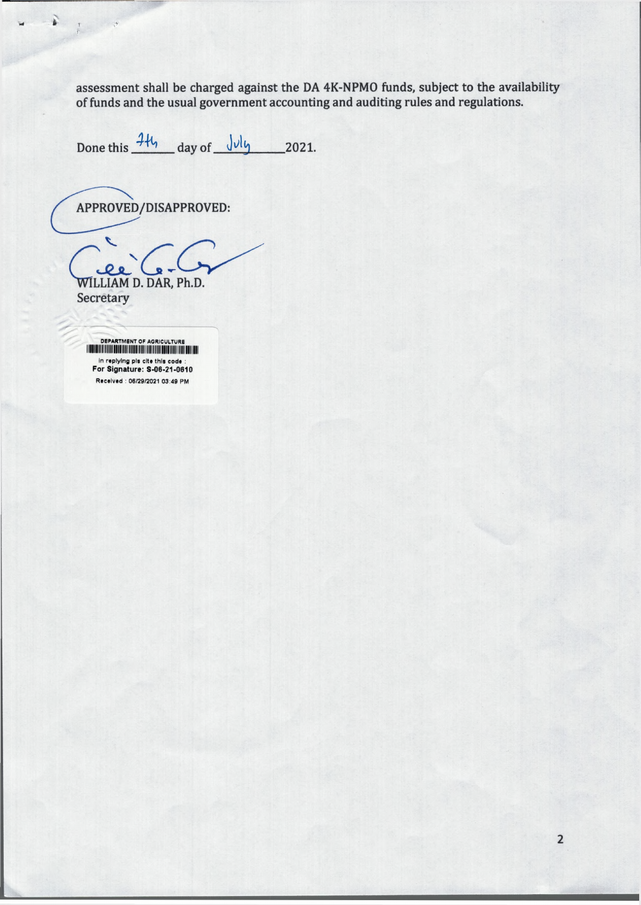assessment shall be charged against the DA 4K-NPMO funds, subject to the availability of funds and the usual government accounting and auditing rules and regulations.

Done this 7th day of July 2021.

APPROVED/DISAPPROVED:

WILLIAM D. DAR, Ph.D.
Secretary

DEPARTMENT OF AGRICULTURE
In replying pls cite this code :
For Signature: S-06-21-0610
Received : 06/29/2021 03:49 PM